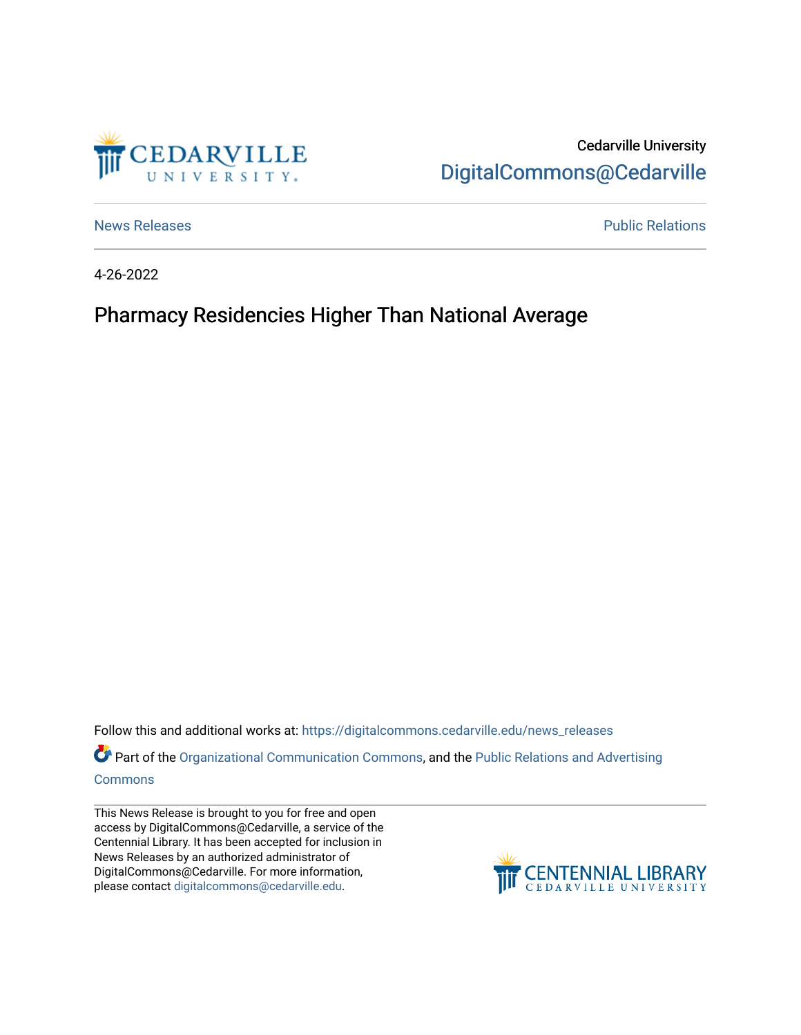Cedarville University

DigitalCommons@Cedarville

News Releases

Public Relations

4-26-2022

# Pharmacy Residencies Higher Than National Average

Follow this and additional works at: https://digitalcommons.cedarville.edu/news_releases

Part of the Organizational Communication Commons, and the Public Relations and Advertising Commons

This News Release is brought to you for free and open access by DigitalCommons@Cedarville, a service of the Centennial Library. It has been accepted for inclusion in News Releases by an authorized administrator of DigitalCommons@Cedarville. For more information, please contact digitalcommons@cedarville.edu.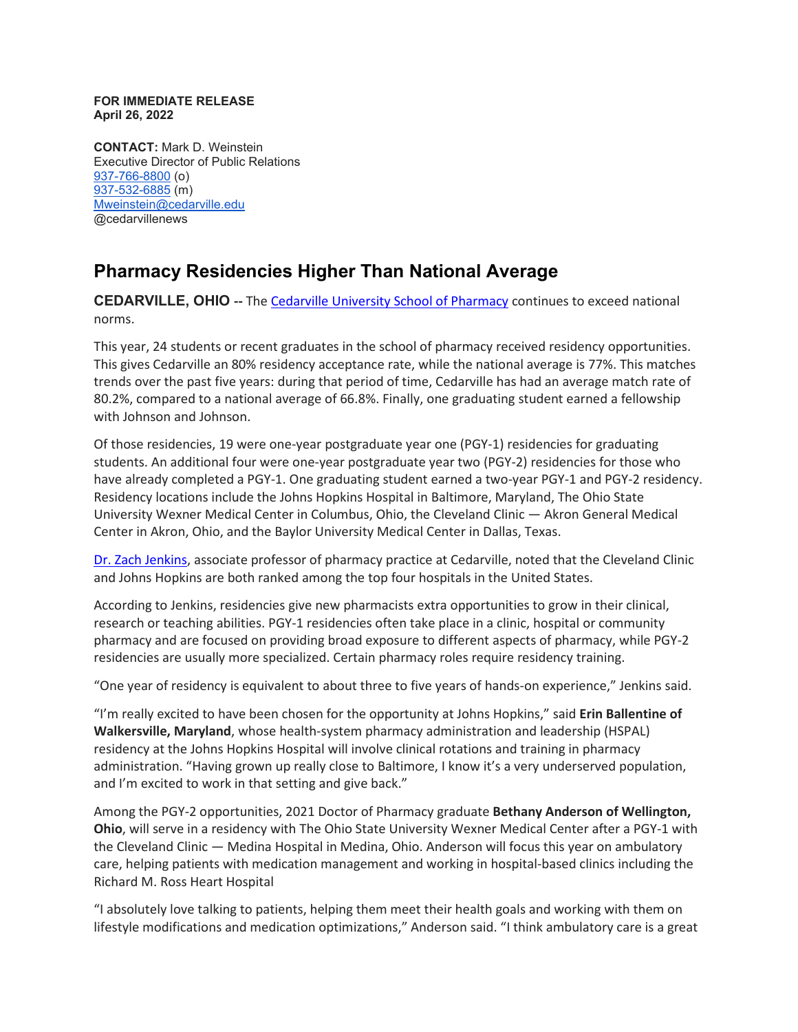**FOR IMMEDIATE RELEASE**
**April 26, 2022**

**CONTACT:** Mark D. Weinstein
Executive Director of Public Relations
937-766-8800 (o)
937-532-6885 (m)
Mweinstein@cedarville.edu
@cedarvillenews

# Pharmacy Residencies Higher Than National Average

**CEDARVILLE, OHIO --** The Cedarville University School of Pharmacy continues to exceed national norms.

This year, 24 students or recent graduates in the school of pharmacy received residency opportunities. This gives Cedarville an 80% residency acceptance rate, while the national average is 77%. This matches trends over the past five years: during that period of time, Cedarville has had an average match rate of 80.2%, compared to a national average of 66.8%. Finally, one graduating student earned a fellowship with Johnson and Johnson.

Of those residencies, 19 were one-year postgraduate year one (PGY-1) residencies for graduating students. An additional four were one-year postgraduate year two (PGY-2) residencies for those who have already completed a PGY-1. One graduating student earned a two-year PGY-1 and PGY-2 residency. Residency locations include the Johns Hopkins Hospital in Baltimore, Maryland, The Ohio State University Wexner Medical Center in Columbus, Ohio, the Cleveland Clinic — Akron General Medical Center in Akron, Ohio, and the Baylor University Medical Center in Dallas, Texas.

Dr. Zach Jenkins, associate professor of pharmacy practice at Cedarville, noted that the Cleveland Clinic and Johns Hopkins are both ranked among the top four hospitals in the United States.

According to Jenkins, residencies give new pharmacists extra opportunities to grow in their clinical, research or teaching abilities. PGY-1 residencies often take place in a clinic, hospital or community pharmacy and are focused on providing broad exposure to different aspects of pharmacy, while PGY-2 residencies are usually more specialized. Certain pharmacy roles require residency training.

"One year of residency is equivalent to about three to five years of hands-on experience," Jenkins said.

"I'm really excited to have been chosen for the opportunity at Johns Hopkins," said **Erin Ballentine of Walkersville, Maryland**, whose health-system pharmacy administration and leadership (HSPAL) residency at the Johns Hopkins Hospital will involve clinical rotations and training in pharmacy administration. "Having grown up really close to Baltimore, I know it's a very underserved population, and I'm excited to work in that setting and give back."

Among the PGY-2 opportunities, 2021 Doctor of Pharmacy graduate **Bethany Anderson of Wellington, Ohio**, will serve in a residency with The Ohio State University Wexner Medical Center after a PGY-1 with the Cleveland Clinic — Medina Hospital in Medina, Ohio. Anderson will focus this year on ambulatory care, helping patients with medication management and working in hospital-based clinics including the Richard M. Ross Heart Hospital

"I absolutely love talking to patients, helping them meet their health goals and working with them on lifestyle modifications and medication optimizations," Anderson said. "I think ambulatory care is a great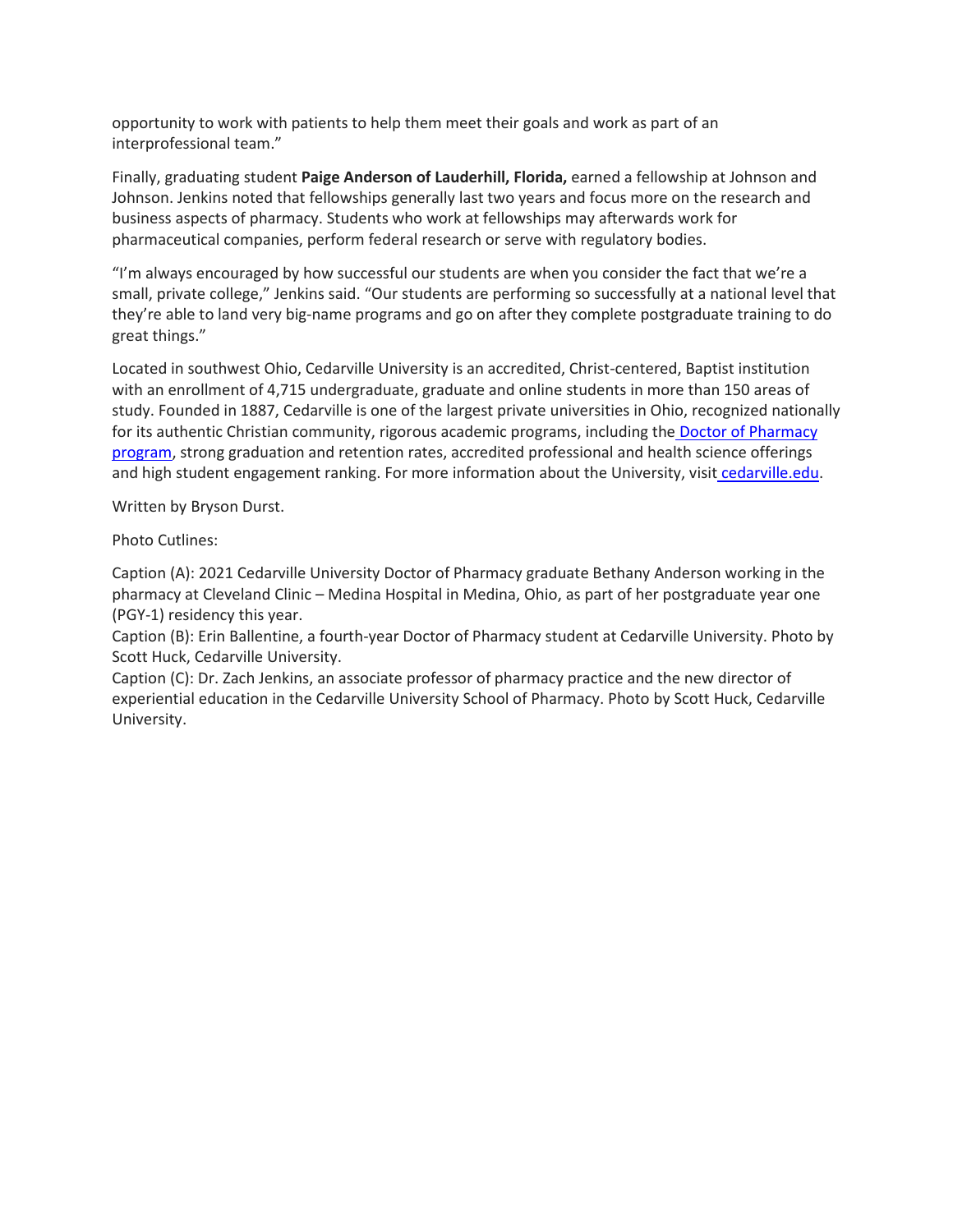opportunity to work with patients to help them meet their goals and work as part of an interprofessional team."

Finally, graduating student **Paige Anderson of Lauderhill, Florida,** earned a fellowship at Johnson and Johnson. Jenkins noted that fellowships generally last two years and focus more on the research and business aspects of pharmacy. Students who work at fellowships may afterwards work for pharmaceutical companies, perform federal research or serve with regulatory bodies.

"I'm always encouraged by how successful our students are when you consider the fact that we're a small, private college," Jenkins said. "Our students are performing so successfully at a national level that they're able to land very big-name programs and go on after they complete postgraduate training to do great things."

Located in southwest Ohio, Cedarville University is an accredited, Christ-centered, Baptist institution with an enrollment of 4,715 undergraduate, graduate and online students in more than 150 areas of study. Founded in 1887, Cedarville is one of the largest private universities in Ohio, recognized nationally for its authentic Christian community, rigorous academic programs, including the Doctor of Pharmacy program, strong graduation and retention rates, accredited professional and health science offerings and high student engagement ranking. For more information about the University, visit cedarville.edu.

Written by Bryson Durst.

Photo Cutlines:

Caption (A): 2021 Cedarville University Doctor of Pharmacy graduate Bethany Anderson working in the pharmacy at Cleveland Clinic – Medina Hospital in Medina, Ohio, as part of her postgraduate year one (PGY-1) residency this year.
Caption (B): Erin Ballentine, a fourth-year Doctor of Pharmacy student at Cedarville University. Photo by Scott Huck, Cedarville University.
Caption (C): Dr. Zach Jenkins, an associate professor of pharmacy practice and the new director of experiential education in the Cedarville University School of Pharmacy. Photo by Scott Huck, Cedarville University.